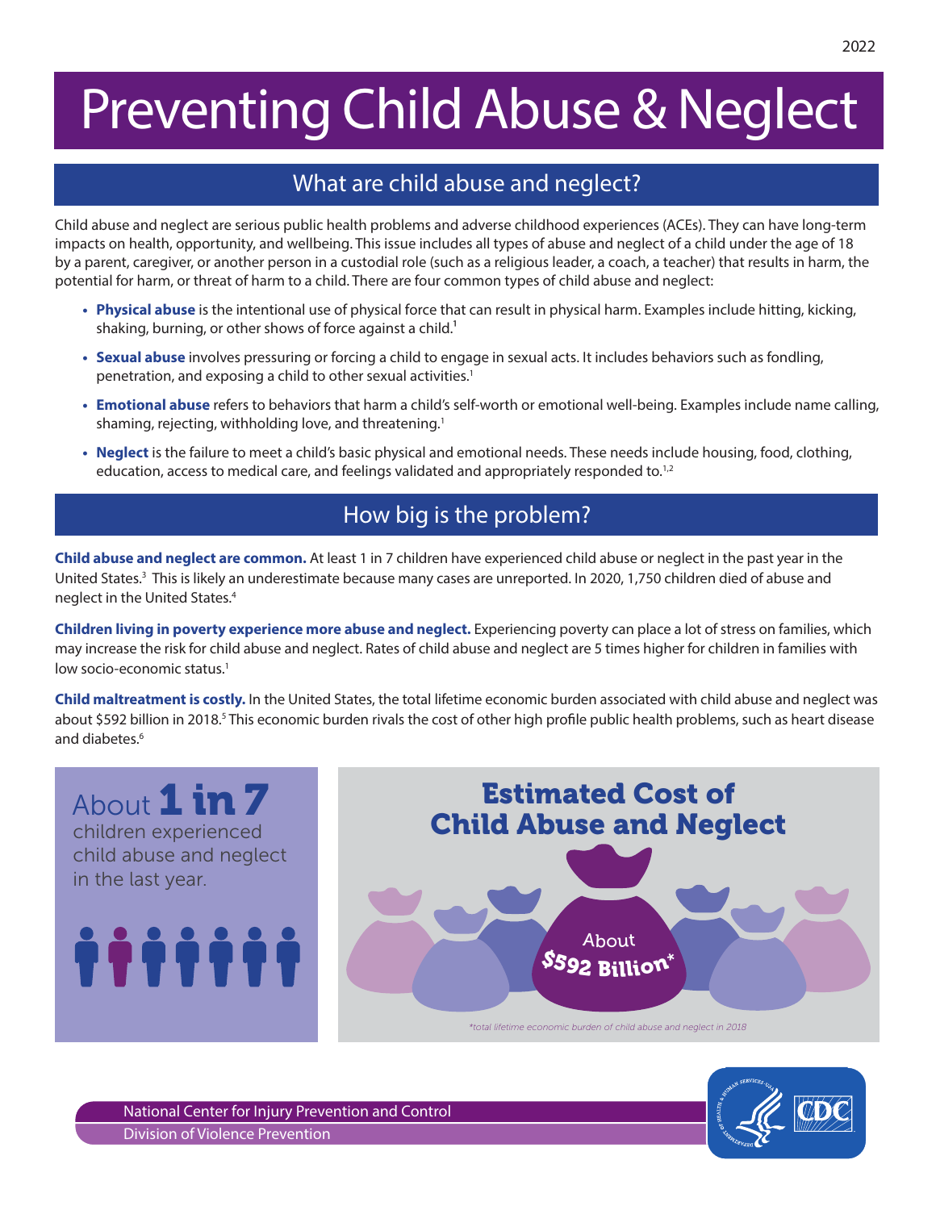# Preventing Child Abuse & Neglect

## What are child abuse and neglect?

Child abuse and neglect are serious public health problems and adverse childhood experiences (ACEs). They can have long-term impacts on health, opportunity, and wellbeing. This issue includes all types of abuse and neglect of a child under the age of 18 by a parent, caregiver, or another person in a custodial role (such as a religious leader, a coach, a teacher) that results in harm, the potential for harm, or threat of harm to a child. There are four common types of child abuse and neglect:

- **Physical abuse** is the intentional use of physical force that can result in physical harm. Examples include hitting, kicking, shaking, burning, or other shows of force against a child.[1]
- **Sexual abuse** involves pressuring or forcing a child to engage in sexual acts. It includes behaviors such as fondling, penetration, and exposing a child to other sexual activities.[1]
- **Emotional abuse** refers to behaviors that harm a child's self-worth or emotional well-being. Examples include name calling, shaming, rejecting, withholding love, and threatening.[1]
- **Neglect** is the failure to meet a child's basic physical and emotional needs. These needs include housing, food, clothing, education, access to medical care, and feelings validated and appropriately responded to.[1,2]

## How big is the problem?

**Child abuse and neglect are common.** At least 1 in 7 children have experienced child abuse or neglect in the past year in the United States.[3] This is likely an underestimate because many cases are unreported. In 2020, 1,750 children died of abuse and neglect in the United States.[4]

**Children living in poverty experience more abuse and neglect.** Experiencing poverty can place a lot of stress on families, which may increase the risk for child abuse and neglect. Rates of child abuse and neglect are 5 times higher for children in families with low socio-economic status.[1]

**Child maltreatment is costly.** In the United States, the total lifetime economic burden associated with child abuse and neglect was about $592 billion in 2018.[5] This economic burden rivals the cost of other high profile public health problems, such as heart disease and diabetes.[6]

About **1 in 7** children experienced child abuse and neglect in the last year.

**Estimated Cost of Child Abuse and Neglect**

About $592 Billion*

*total lifetime economic burden of child abuse and neglect in 2018

National Center for Injury Prevention and Control
Division of Violence Prevention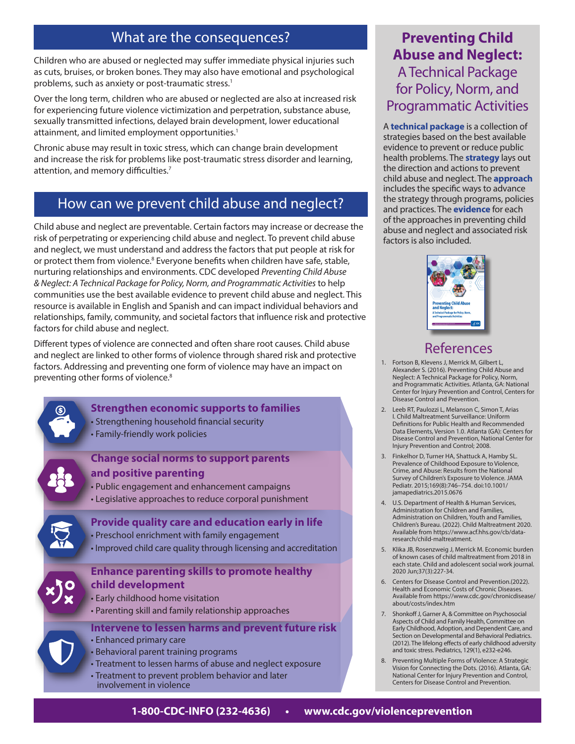## What are the consequences?

Children who are abused or neglected may suffer immediate physical injuries such as cuts, bruises, or broken bones. They may also have emotional and psychological problems, such as anxiety or post-traumatic stress.[1]

Over the long term, children who are abused or neglected are also at increased risk for experiencing future violence victimization and perpetration, substance abuse, sexually transmitted infections, delayed brain development, lower educational attainment, and limited employment opportunities.[1]

Chronic abuse may result in toxic stress, which can change brain development and increase the risk for problems like post-traumatic stress disorder and learning, attention, and memory difficulties.[7]

## How can we prevent child abuse and neglect?

Child abuse and neglect are preventable. Certain factors may increase or decrease the risk of perpetrating or experiencing child abuse and neglect. To prevent child abuse and neglect, we must understand and address the factors that put people at risk for or protect them from violence.[8] Everyone benefits when children have safe, stable, nurturing relationships and environments. CDC developed *Preventing Child Abuse & Neglect: A Technical Package for Policy, Norm, and Programmatic Activities* to help communities use the best available evidence to prevent child abuse and neglect. This resource is available in English and Spanish and can impact individual behaviors and relationships, family, community, and societal factors that influence risk and protective factors for child abuse and neglect.

Different types of violence are connected and often share root causes. Child abuse and neglect are linked to other forms of violence through shared risk and protective factors. Addressing and preventing one form of violence may have an impact on preventing other forms of violence.[8]

### Strengthen economic supports to families
- Strengthening household financial security
- Family-friendly work policies

### Change social norms to support parents and positive parenting
- Public engagement and enhancement campaigns
- Legislative approaches to reduce corporal punishment

### Provide quality care and education early in life
- Preschool enrichment with family engagement
- Improved child care quality through licensing and accreditation

### Enhance parenting skills to promote healthy child development
- Early childhood home visitation
- Parenting skill and family relationship approaches

### Intervene to lessen harms and prevent future risk
- Enhanced primary care
- Behavioral parent training programs
- Treatment to lessen harms of abuse and neglect exposure
- Treatment to prevent problem behavior and later involvement in violence

## Preventing Child Abuse and Neglect: A Technical Package for Policy, Norm, and Programmatic Activities

A **technical package** is a collection of strategies based on the best available evidence to prevent or reduce public health problems. The **strategy** lays out the direction and actions to prevent child abuse and neglect. The **approach** includes the specific ways to advance the strategy through programs, policies and practices. The **evidence** for each of the approaches in preventing child abuse and neglect and associated risk factors is also included.

## References

1. Fortson B, Klevens J, Merrick M, Gilbert L, Alexander S. (2016). Preventing Child Abuse and Neglect: A Technical Package for Policy, Norm, and Programmatic Activities. Atlanta, GA: National Center for Injury Prevention and Control, Centers for Disease Control and Prevention.
2. Leeb RT, Paulozzi L, Melanson C, Simon T, Arias I. Child Maltreatment Surveillance: Uniform Definitions for Public Health and Recommended Data Elements, Version 1.0. Atlanta (GA): Centers for Disease Control and Prevention, National Center for Injury Prevention and Control; 2008.
3. Finkelhor D, Turner HA, Shattuck A, Hamby SL. Prevalence of Childhood Exposure to Violence, Crime, and Abuse: Results from the National Survey of Children's Exposure to Violence. JAMA Pediatr. 2015;169(8):746–754. doi:10.1001/jamapediatrics.2015.0676
4. U.S. Department of Health & Human Services, Administration for Children and Families, Administration on Children, Youth and Families, Children's Bureau. (2022). Child Maltreatment 2020. Available from https://www.acf.hhs.gov/cb/data-research/child-maltreatment.
5. Klika JB, Rosenzweig J, Merrick M. Economic burden of known cases of child maltreatment from 2018 in each state. Child and adolescent social work journal. 2020 Jun;37(3):227-34.
6. Centers for Disease Control and Prevention.(2022). Health and Economic Costs of Chronic Diseases. Available from https://www.cdc.gov/chronicdisease/about/costs/index.htm
7. Shonkoff J, Garner A, & Committee on Psychosocial Aspects of Child and Family Health, Committee on Early Childhood, Adoption, and Dependent Care, and Section on Developmental and Behavioral Pediatrics. (2012). The lifelong effects of early childhood adversity and toxic stress. Pediatrics, 129(1), e232-e246.
8. Preventing Multiple Forms of Violence: A Strategic Vision for Connecting the Dots. (2016). Atlanta, GA: National Center for Injury Prevention and Control, Centers for Disease Control and Prevention.

**1-800-CDC-INFO (232-4636) • www.cdc.gov/violenceprevention**